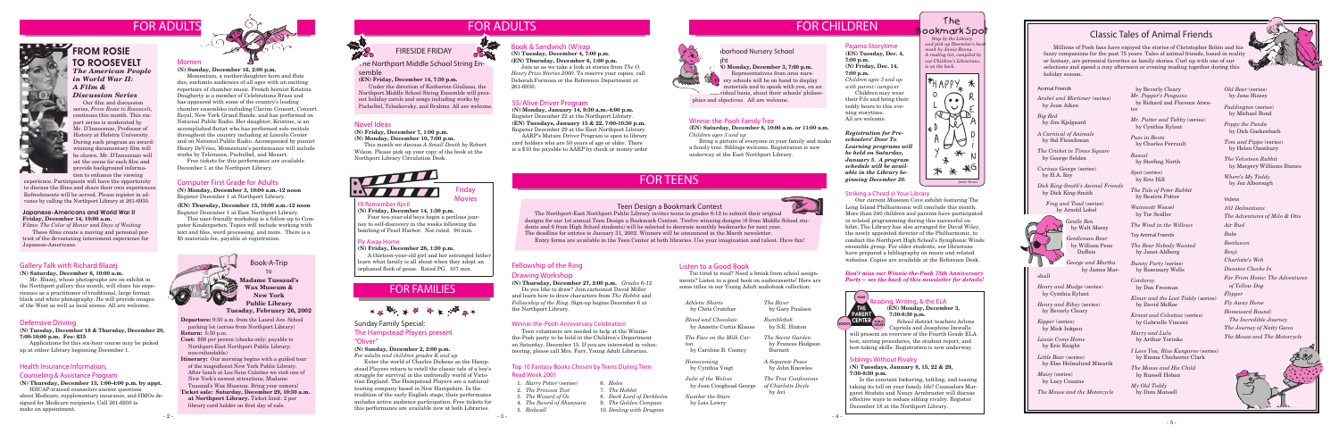# FOR ADULTS

## FROM ROSIE TO ROOSEVELT

### *The American People in World War II: A Film & Discussion Series*

Our film and discussion series, *From Rosie to Roosevelt*, continues this month. This six-part series is moderated by Mr. D'Innocenzo, Professor of History at Hofstra University. During each program an award-winning documentary film will be shown. Mr. D'Innocenzo will set the scene for each film and provide background information to enhance the viewing experience. Participants will have the opportunity to discuss the films and share their own experiences. Refreshments will be served. Please register in advance by calling the Northport Library at 261-6930.

#### *Japanese-Americans and World War II*

**Friday, December 14, 10:00 a.m.**

Films: *The Color of Honor* and *Days of Waiting*

These films create a moving and personal portrait of the devastating internment experiences for Japanese-Americans.

### Gallery Talk with Richard Blazej

**(N) Saturday, December 8, 10:00 a.m.**

Mr. Blazej, whose photographs are on exhibit in the Northport gallery this month, will share his experiences as a practitioner of traditional, large format black and white photography. He will provide images of the West as well as local scenes. All are welcome.

### Defensive Driving

**(N) Tuesday, December 18 & Thursday, December 20, 7:00-10:00 p.m. Fee: $35**

Applications for this six-hour course may be picked up at either Library beginning December 1.

### Health Insurance Information, Counseling & Assistance Program

**(N) Thursday, December 13, 1:00-4:00 p.m. by appt.**

HIICAP-trained counselors answer questions about Medicare, supplementary insurance, and HMOs designed for Medicare recipients. Call 261-6930 to make an appointment.

### Momen

**(N) Sunday, December 16, 2:00 p.m.**

Momentum, a mother/daughter horn and flute duo, enchants audiences of all ages with an exciting repertoire of chamber music. French hornist Kristine Dougherty is a member of Celebration Brass and has appeared with some of the country's leading chamber ensembles including Clarino Consort, Concert Royal, New York Grand Rande, and has performed on National Public Radio. Her daughter, Kristine, is an accomplished flutist who has performed solo recitals throughout the country including at Lincoln Center and on National Public Radio. Accompanied by pianist Henry DeVoss, Momentum's performance will include works by Telemann, Pachelbel, and Mozart.

Free tickets for this performance are available December 1 at the Northport Library.

### Computer First Grade for Adults

**(N) Monday, December 3, 10:00 a.m.-12 noon**

Register December 1 at Northport Library.

**(EN) Tuesday, December 13, 10:00 a.m.-12 noon**

Register December 1 at East Northport Library.

This user-friendly workshop is a follow-up to Computer Kindergarten. Topics will include working with text and files, word processing, and more. There is a $5 materials fee, payable at registration.

### Book-A-Trip to Madame Tussaud's Wax Museum & New York Public Library

**Tuesday, February 26, 2002**

**Departure:** 9:30 a.m. from the Laurel Ave. School parking lot (across from Northport Library)

**Return:** 5:30 p.m.

**Cost:** $68 per person (checks only; payable to Northport-East Northport Public Library; non-refundable)

**Itinerary:** Our morning begins with a guided tour of the magnificent New York Public Library. After lunch at Les Sans Culottes we visit one of New York's newest attractions, Madame Tussaud's Wax Museum. Bring your camera!

**Ticket sale: Saturday, December 29, 10:30 a.m. at Northport Library.** Ticket limit: 2 per library card holder on first day of sale.

## FIRESIDE FRIDAY

### The Northport Middle School String Ensemble

**(EN) Friday, December 14, 7:30 p.m.**

Under the direction of Katherine Giuliano, the Northport Middle School String Ensemble will present holiday carols and songs including works by Pachelbel, Tchaikovsky, and Brahms. All are welcome.

### Novel Ideas

**(N) Friday, December 7, 1:00 p.m.**

**(N) Monday, December 10, 7:00 p.m.**

This month we discuss *A Small Death* by Robert Wilson. Please pick up your copy of the book at the Northport Library Circulation Desk.

## Friday Movies

### I'll Remember April

**(N) Friday, December 14, 1:30 p.m.**

Four ten-year-old boys begin a perilous journey to self-discovery in the weeks following the bombing of Pearl Harbor. Not rated. 90 min.

### Fly Away Home

**(N) Friday, December 28, 1:30 p.m.**

A thirteen-year-old girl and her estranged father learn what family is all about when they adopt an orphaned flock of geese. Rated PG. 107 min.

### Book & Sandwich (W)rap

**(N) Tuesday, December 4, 7:00 p.m.**

**(EN) Thursday, December 6, 1:00 p.m.**

Join us as we take a look at stories from *The O. Henry Prize Stories 2000*. To reserve your copies, call Deborah Formosa or the Reference Department at 261-6930.

### 55/Alive Driver Program

**(N) Monday, January 14, 9:30 a.m.-4:00 p.m.**

Register December 22 at the Northport Library.

**(EN) Tuesdays, January 15 & 22, 7:00-10:30 p.m.**

Register December 29 at the East Northport Library.

AARP's Mature Driver Program is open to library card holders who are 50 years of age or older. There is a $10 fee payable to AARP by check or money order.

# FOR FAMILIES

## Sunday Family Special: The Hampstead Players present "Oliver"

**(N) Sunday, December 2, 2:00 p.m.**

*For adults and children grades K and up*

Enter the world of Charles Dickens as the Hampstead Players return to retell the classic tale of a boy's struggle for survival in the unfriendly world of Victorian England. The Hampstead Players are a national touring company based in New Hampshire. In the tradition of the early English stage, their performance includes active audience participation. Free tickets for this performance are available now at both Libraries.

# FOR CHILDREN

### Neighborhood Nursery School Night

**(EN) Monday, December 3, 7:00 p.m.**

Representatives from area nursery schools will be on hand to display materials and to speak with you, on an individual basis, about their schools' philosophies and objectives. All are welcome.

### Pajama Storytime

**(EN) Tuesday, Dec. 4, 7:00 p.m.**

**(N) Friday, Dec. 14, 7:00 p.m.**

*Children ages 3 and up with parent/caregiver*

Children may wear their PJs and bring their teddy bears to this evening storytime. All are welcome.

### Winnie-the-Pooh Family Tree

**(EN) Saturday, December 8, 10:00 a.m. or 11:00 a.m.**

*Children ages 3 and up*

Bring a picture of everyone in your family and make a family tree. Siblings welcome. Registration is now underway at the East Northport Library.

***Registration for Preschoolers' Door To Learning programs will be held on Saturday, January 5. A program schedule will be available in the Library beginning December 20.***

# FOR TEENS

### Teen Design a Bookmark Contest

The Northport-East Northport Public Library invites teens in grades 6-12 to submit their original designs for our 1st annual Teen Design a Bookmark Contest. Twelve winning designs (6 from Middle School students and 6 from High School students) will be selected to decorate monthly bookmarks for next year. The deadline for entries is January 31, 2002. Winners will be announced in the March newsletter. Entry forms are available in the Teen Center at both libraries. Use your imagination and talent. Have fun!

### Fellowship of the Ring Drawing Workshop

**(N) Thursday, December 27, 2:00 p.m.** *Grades 6-12*

Do you like to draw? Join cartoonist David Miller and learn how to draw characters from *The Hobbit* and *Fellowship of the Ring*. Sign-up begins December 6 at the Northport Library.

### Winnie-the-Pooh Anniversary Celebration

Teen volunteers are needed to help at the Winnie-the-Pooh party to be held in the Children's Department on Saturday, December 15. If you are interested in volunteering, please call Mrs. Farr, Young Adult Librarian.

### Top 10 Fantasy Books Chosen by Teens During Teen Read Week 2001

1. *Harry Potter* (series)
2. *The Princess Test*
3. *The Wizard of Oz*
4. *The Sword of Shannara*
5. *Redwall*
6. *Holes*
7. *The Hobbit*
8. *Dark Lord of Derkholm*
9. *The Golden Compass*
10. *Dealing with Dragons*

### Listen to a Good Book

Too tired to read? Need a break from school assignments? Listen to a good book on audiocassette! Here are some titles in our Young Adult audiobook collection:

*Athletic Shorts* by Chris Crutcher

*Blood and Chocolate* by Annette Curtis Klause

*The Face on the Milk Carton* by Caroline B. Cooney

*Homecoming* by Cynthia Voigt

*Julie of the Wolves* by Jean Craighead George

*Number the Stars* by Lois Lowry

*The River* by Gary Paulsen

*Rumblefish* by S.E. Hinton

*The Secret Garden* by Frances Hodgson Burnett

*A Separate Peace* by John Knowles

*The True Confessions of Charlotte Doyle* by Avi

### Striking a Chord @ Your Library

Our current Museum Cove exhibit featuring The Long Island Philharmonic will conclude this month. More than 240 children and parents have participated in related programming during this successful exhibit. The Library has also arranged for David Wiley, the newly appointed director of the Philharmonic, to conduct the Northport High School's Symphonic Winds ensemble group. For older students, our librarians have prepared a bibliography on music and related websites. Copies are available at the Reference Desk.

***Don't miss our Winnie-the-Pooh 75th Anniversary Party — see the back of this newsletter for details!***

### Reading, Writing, & the ELA

**(EN) Monday, December 3, 7:30-8:30 p.m.**

School district teachers Arlene Capriola and Josephine Imwalle will present an overview of the Fourth Grade ELA test, scoring procedures, the student report, and test-taking skills. Registration is now underway.

### Siblings Without Rivalry

**(N) Tuesdays, January 8, 15, 22 & 29, 7:30-8:30 p.m.**

Is the constant bickering, tattling, and teasing taking its toll on your family life? Counselors Margaret Stoddard and Nancy Armbruster will discuss effective ways to reduce sibling rivalry. Register December 18 at the Northport Library.

## The Bookmark Spot

*Stop by the Library and pick up December's bookmark by Jessie Kenna. A reading list, compiled by our Children's Librarians, is on the back.*

## Classic Tales of Animal Friends

Millions of Pooh fans have enjoyed the stories of Christopher Robin and his fuzzy companions for the past 75 years. Tales of animal friends, based in reality or fantasy, are perennial favorites as family stories. Curl up with one of our selections and spend a cozy afternoon or evening reading together during this holiday season.

### Animal Friends

*Arabel and Mortimer* (series) by Joan Aiken

*Big Red* by Jim Kjelgaard

*A Carnival of Animals* by Sid Fleischman

*The Cricket in Times Square* by George Selden

*Curious George* (series) by H.A. Rey

*Dick King-Smith's Animal Friends* by Dick King-Smith

*Frog and Toad* (series) by Arnold Lobel

*Gentle Ben* by Walt Morey

*Gentleman Bear* by William Pene DuBois

*George and Martha* by James Marshall

*Henry and Mudge* (series) by Cynthia Rylant

*Henry and Ribsy* (series) by Beverly Cleary

*Kipper* (series) by Mick Inkpen

*Lassie Come Home* by Eric Knight

*Little Bear* (series) by Else Holmelund Minarik

*Maisy* (series) by Lucy Cousins

*The Mouse and the Motorcycle* by Beverly Cleary

*Mr. Popper's Penguins* by Richard and Florence Atwater

*Mr. Putter and Tabby* (series) by Cynthia Rylant

*Puss in Boots* by Charles Perrault

*Rascal* by Sterling North

*Spot* (series) by Eric Hill

*The Tale of Peter Rabbit* by Beatrix Potter

*Wainscott Weasel* by Tor Seidler

*The Wind in the Willows*

### Toy Animal Friends

*The Bear Nobody Wanted* by Janet Ahlberg

*Bunny Party* (series) by Rosemary Wells

*Corduroy* by Don Freeman

*Elmer and the Lost Teddy* (series) by David McKee

*Ernest and Celestine* (series) by Gabrielle Vincent

*Harry and Lulu* by Arthur Yorinks

*I Love You, Blue Kangaroo* (series) by Emma Chichester Clark

*The Mouse and His Child* by Russell Hoban

*My Old Teddy* by Dom Mansell

*Old Bear* (series) by Jane Hissey

*Paddington* (series) by Michael Bond

*Poppy the Panda* by Dick Gackenbach

*Tom and Pippo* (series) by Helen Oxenbury

*The Velveteen Rabbit* by Margery Williams Bianco

*Where's My Teddy* by Jez Alborough

### Videos

*101 Dalmatians*

*The Adventures of Milo & Otis*

*Air Bud*

*Babe*

*Beethoven*

*Benji*

*Charlotte's Web*

*Danston Checks In*

*Far From Home: The Adventures of Yellow Dog*

*Flipper*

*Fly Away Home*

*Homeward Bound: The Incredible Journey*

*The Journey of Natty Gann*

*The Mouse and The Motorcycle*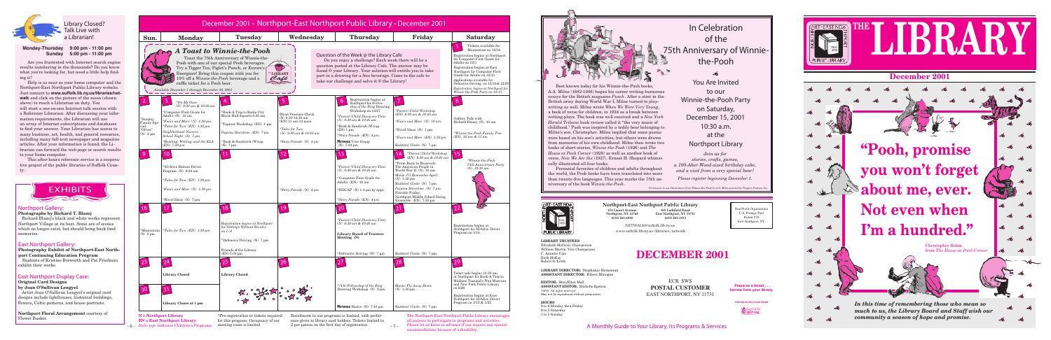# Library Closed? Talk Live with a Librarian!

**Monday-Thursday 9:00 pm - 11:00 pm**
**Sunday 5:00 pm - 11:00 pm**

Are you frustrated with Internet search engine results numbering in the thousands? Do you know what you're looking for, but need a little help finding it?

Help is as near as your home computer and the Northport-East Northport Public Library website. Just connect to **www.suffolk.lib.ny.us/libraries/netwalk** and click on the picture of the moon (shown above) to reach a Librarian on duty. You will start a one-on-one Internet talk session with a Reference Librarian. After discussing your information requirements, the Librarian will use an array of Internet subscriptions and databases to find your answer. Your Librarian has access to many business, art, health, and general resources, including many full-text newspaper and magazine articles. After your information is found, the Librarian can forward the web page or search results to your home computer.

This after-hours reference service is a cooperative project of the public libraries of Suffolk County.

## EXHIBITS

### Northport Gallery:

**Photographs by Richard T. Blazej**

Richard Blazej's black and white works represent Northport Village at its best. Some are of scenes which no longer exist, but should bring back fond memories.

### East Northport Gallery:

**Photography Exhibit of Northport-East Northport Continuing Education Program**

Students of Kristine Bosworth and Pat Friedman exhibit their works.

### East Northport Display Case:

**Original Card Designs by Joan O'Sullivan Lengyel**

Artist Joan O'Sullivan Lengyel's original card designs include lighthouses, historical buildings, flowers, Celtic patterns, and house portraits.

**Northport Floral Arrangement** courtesy of Flower Basket.

# December 2001 • Northport-East Northport Public Library • December 2001

## A Toast to Winnie-the-Pooh

Toast the 75th Anniversary of Winnie-the-Pooh with one of our special Pooh beverages. Try a Tigger Tea, Piglet's Punch, or Eeyore's Energizer! Bring this coupon with you for 10% off a *Winnie-the-Pooh* beverage and a raffle ticket for a Pooh bear.

*Available December 1 through December 30, 2001*

**Question of the Week @ the Library Cafe**

Do you enjoy a challenge? Each week there will be a question posted at the Library Cafe. The answer may be found @ your Library. Your solution will entitle you to take part in a drawing for a free beverage. Come to the cafe to take our challenge and solve it @ the Library!

| Sun. | Monday | Tuesday | Wednesday | Thursday | Friday | Saturday |
|---|---|---|---|---|---|---|
| | | | | | | **1** Tickets available for Mesmerism on 12/16<br>Registration begins at Northport for Computer First Grade for Adults on 12/3<br>Registration begins at East Northport for Computer First Grade for Adults on 12/13<br>Applications available for Defensive Driving on 12/18 & 12/20<br>*Registration begins at Northport for Winnie-the-Pooh Party on 12/15* |
| **2** *Sunday Family Special: "Oliver" (N) 2 pm* | **3** *On My Own (N) 9:30 am & 10:30 am*<br>\*Computer First Grade for Adults (N) 10 am<br>*\*Fours and More (N) 1:30 pm*<br>*\*Tales for Two (EN) 1:30 pm*<br>*Neighborhood Nursery School Night (N) 7 pm*<br>*\*Reading, Writing, and the ELA (EN) 7:30 pm* | **4** \*Book-A-Trip to Radio City Music Hall departs 8:30 am<br>\*Taproot Workshop (EN) 1 pm<br>*Pajama Storytime (EN) 7 pm*<br>\*Book & Sandwich Wrap (N) 7 pm | **5** Blood Pressure Check (N) 9:30-10:30 am (EN) 11 am-12 noon<br>*\*Tales for Two (N) 9:30 am & 10:45 am*<br>*\*Story Parade (N) 4 pm* | **6** Registration begins at Northport for Fellowship of the Ring Drawing Workshop on 12/27<br>*\*Parent/Child Discovery Time (N) 9:30 am & 10:45 am*<br>\*Book & Sandwich Wrap (EN) 1 pm<br>*\*Story Parade (EN) 4 pm*<br>**Network** User Group (N) 7:30 pm | **7** *\*Parent/Child Workshop (EN) 9:30 am & 10:45 am*<br>*\*Fours and More (N) 10 am*<br>\*Novel Ideas (N) 1 pm<br>*\*Fours and More (EN) 1:30 pm*<br>Knitters' Circle (N) 7 pm | **8** Gallery Talk with Richard Blazej (N) 10 am<br>*\*Winnie-the-Pooh Family Tree (EN) 10 am & 11 am* |
| **9** | **10** \*55/Alive Mature Driver Program (N) 9:30 am<br>*\*Tales for Two (EN) 3:30 pm*<br>*\*Fours and More (N) 1:30 pm*<br>\*Novel Ideas (N) 7 pm | **11** | **12** *\*Story Parade (N) 4 pm* | **13** *\*Parent/Child Discovery Time (N) 9:30 am & 10:45 am*<br>\*Computer First Grade for Adults (EN) 10 am<br>\*HIICAP (N) 1-4 pm by appt.<br>*\*Story Parade (EN) 4 pm* | **14** *\*Parent/Child Workshop (EN) 9:30 am & 10:45 am*<br>\*From Rosie to Roosevelt: The American People in World War II (N) 10 am<br>Movie: *I'll Remember April* (N) 1:30 pm<br>Knitters' Circle (N) 7 pm<br>*Pajama Storytime (N) 7 pm*<br>*Pinwale Friday:* Northport Middle School String Ensemble (EN) 7:30 pm | **15** *\*Winnie-the-Pooh 75th Anniversary Party (N) 10:30 am* |
| **16** \*Mesmerism (N) 2 pm | **17** *\*Tales for Two (EN) 3:30 pm* | **18** *Registration begins at Northport for Siblings Without Rivalry on 1/8*<br>\*Defensive Driving (N) 7 pm<br>Friends of the Library (EN) 7:30 pm | **19** | **20** *\*Parent/Child Discovery Time (N) 9:30 am & 10:45 am*<br>**Library Board of Trustees Meeting (N)**<br>\*Defensive Driving (N) 7 pm | **21** Knitters' Circle (N) 7 pm | **22** Registration begins at Northport for 55/Alive Driver Program on 1/14 |
| **23** | **24** **Library Closed** | **25** **Library Closed** | **26** | **27** *\*(YA) Fellowship of the Ring Drawing Workshop (N) 2 pm*<br>**Network** Basics (N) 7:30 pm | **28** Movie: *Fly Away Home* (N) 1:30 pm<br>Knitters' Circle (N) 7 pm | **29** Ticket sale begins 10:30 am at Northport for Book-A-Trip to Madame Tussaud's Wax Museum and New York Public Library on 2/28<br>Registration begins at East Northport for 55/Alive Driver Program on 1/15 & 1/22 |
| **30** | **31** **Library Closes at 1 pm** | | | | | |

**N = Northport Library**
**EN = East Northport Library**
*Italic type* indicates Children's Programs

\*Pre-registration or tickets required for this program. Occupancy of our meeting room is limited.

Enrollment in our programs is limited, with preference given to library card holders. Tickets limited to 2 per patron on the first day of registration.

The Northport-East Northport Public Library encourages all persons to participate in programs and activities. Please let us know in advance if you require any special accommodations because of a disability.

# In Celebration of the 75th Anniversary of Winnie-the-Pooh

## You Are Invited to our Winnie-the-Pooh Party on Saturday, December 15, 2001 10:30 a.m. at the Northport Library

*Join us for stories, crafts, games, a 100-Aker-Wood-sized birthday cake, and a visit from a very special bear!*

*Please register beginning December 1.*

Best known today for his Winnie-the-Pooh books, A.A. Milne (1882-1956) began his career writing humorous essays for the British magazine *Punch*. After a stint in the British army during World War I, Milne turned to playwriting as well. Milne wrote *When We Were Very Young*, a book of verse for children, in 1924 as a break between writing plays. The book was well received and a *New York Herald Tribune* book review called it "the very music of childhood." Pooh was inspired by a teddy bear belonging to Milne's son, Christopher. Milne implied that some scenes were based on his son's activities, but others were drawn from memories of his own childhood. Milne then wrote two books of short stories, *Winnie-the-Pooh* (1926) and *The House at Pooh Corner* (1928) as well as another book of verse, *Now We Are Six* (1927). Ernest H. Shepard whimsically illustrated all four books.

Perennial favorites of children and adults throughout the world, the Pooh books have been translated into more than twenty-five languages. This year marks the 75th anniversary of the book *Winnie-the-Pooh*.

*Permission to use illustrations from Winnie-the-Pooh by A.A. Milne granted by Penguin Putnam Inc.*

**Northport-East Northport Public Library**

151 Laurel Avenue, Northport, NY 11768, (631) 261-6930
185 Larkfield Road, East Northport, NY 11731, (631) 261-2313

NETWALK@suffolk.lib.ny.us
www.suffolk.lib.ny.us/libraries/netwalk

Non-Profit Organization
U.S. Postage Paid
Permit 676
East Northport, NY

**LIBRARY TRUSTEES**
Elizabeth McGrail, Chairperson
William Martin, Vice Chairperson
C. Annette Carr
Ruth McKay
Robert E. Little

**LIBRARY DIRECTOR:** Stephanie Heineman
**ASSISTANT DIRECTOR:** Eileen Minogue

**EDITOR:** MaryEllen Mall
**ASSISTANT EDITOR:** Michelle Epstein
©2001 All rights reserved.
May not be reproduced without permission.

**HOURS**
9 to 9 Monday thru Friday
9 to 5 Saturday
1 to 5 Sunday

# DECEMBER 2001

ECR SWS
**POSTAL CUSTOMER**
EAST NORTHPORT, NY 11731

**Preserve a forest . . . borrow from your library.**

PRINTED ON RECYCLED PAPER

A Monthly Guide to Your Library, Its Programs & Services

# THE LIBRARY

**December 2001**

## "Pooh, promise you won't forget about me, ever. Not even when I'm a hundred."

Christopher Robin
from *The House at Pooh Corner*

*In this time of remembering those who mean so much to us, the Library Board and Staff wish our community a season of hope and promise.*